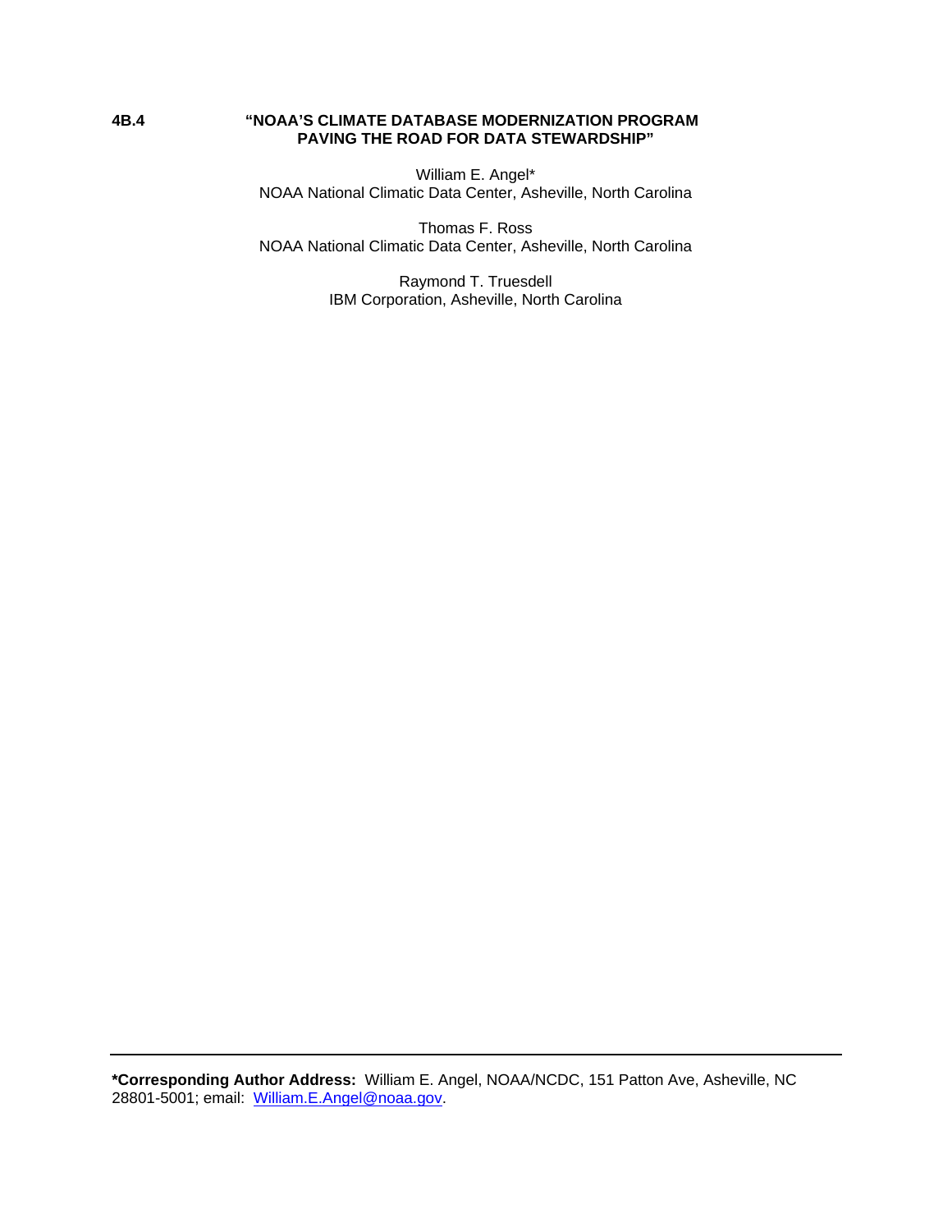**4B.4**

# "NOAA'S CLIMATE DATABASE MODERNIZATION PROGRAM PAVING THE ROAD FOR DATA STEWARDSHIP"

William E. Angel*
NOAA National Climatic Data Center, Asheville, North Carolina

Thomas F. Ross
NOAA National Climatic Data Center, Asheville, North Carolina

Raymond T. Truesdell
IBM Corporation, Asheville, North Carolina

---

***Corresponding Author Address:** William E. Angel, NOAA/NCDC, 151 Patton Ave, Asheville, NC 28801-5001; email: William.E.Angel@noaa.gov.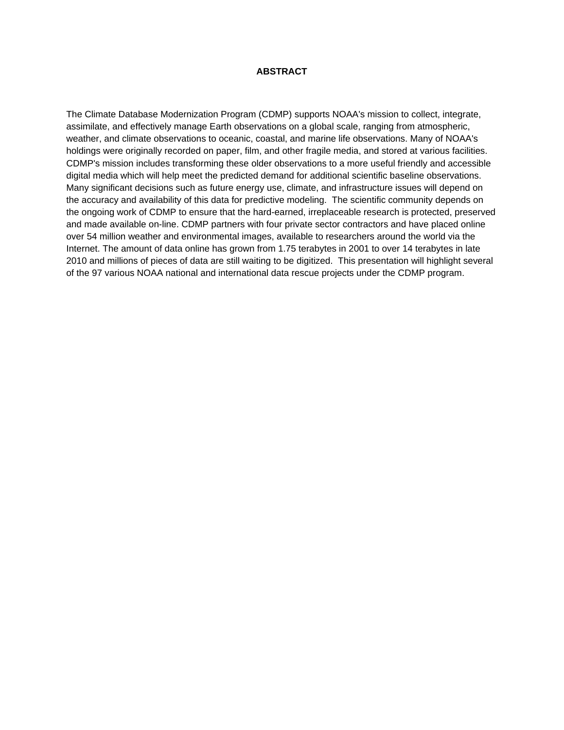# ABSTRACT

The Climate Database Modernization Program (CDMP) supports NOAA's mission to collect, integrate, assimilate, and effectively manage Earth observations on a global scale, ranging from atmospheric, weather, and climate observations to oceanic, coastal, and marine life observations. Many of NOAA's holdings were originally recorded on paper, film, and other fragile media, and stored at various facilities. CDMP's mission includes transforming these older observations to a more useful friendly and accessible digital media which will help meet the predicted demand for additional scientific baseline observations. Many significant decisions such as future energy use, climate, and infrastructure issues will depend on the accuracy and availability of this data for predictive modeling. The scientific community depends on the ongoing work of CDMP to ensure that the hard-earned, irreplaceable research is protected, preserved and made available on-line. CDMP partners with four private sector contractors and have placed online over 54 million weather and environmental images, available to researchers around the world via the Internet. The amount of data online has grown from 1.75 terabytes in 2001 to over 14 terabytes in late 2010 and millions of pieces of data are still waiting to be digitized. This presentation will highlight several of the 97 various NOAA national and international data rescue projects under the CDMP program.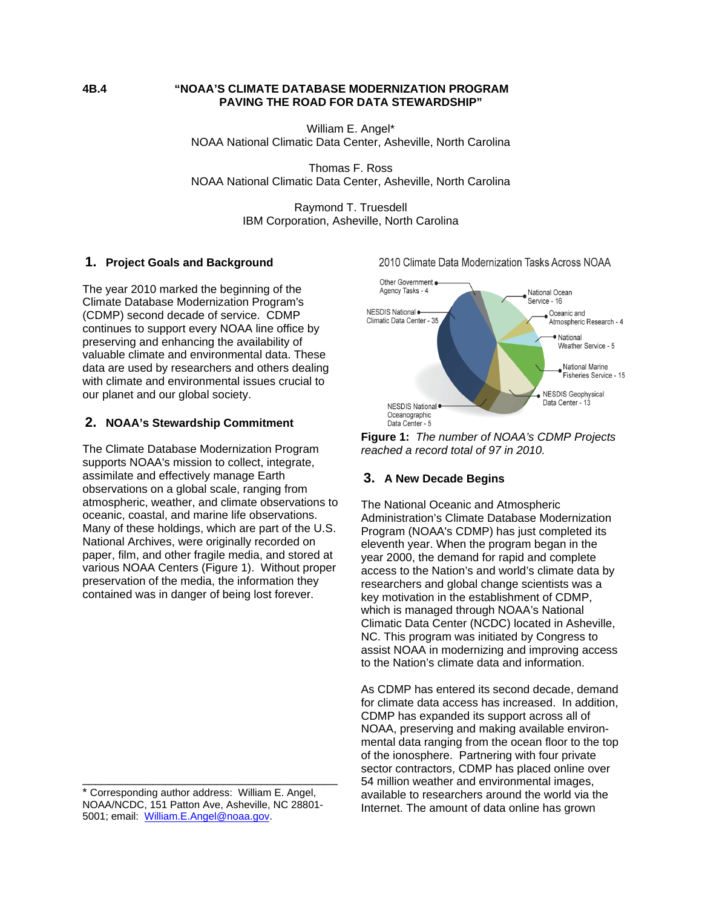**4B.4 "NOAA'S CLIMATE DATABASE MODERNIZATION PROGRAM PAVING THE ROAD FOR DATA STEWARDSHIP"**

William E. Angel*
NOAA National Climatic Data Center, Asheville, North Carolina

Thomas F. Ross
NOAA National Climatic Data Center, Asheville, North Carolina

Raymond T. Truesdell
IBM Corporation, Asheville, North Carolina

## 1. Project Goals and Background

The year 2010 marked the beginning of the Climate Database Modernization Program's (CDMP) second decade of service. CDMP continues to support every NOAA line office by preserving and enhancing the availability of valuable climate and environmental data. These data are used by researchers and others dealing with climate and environmental issues crucial to our planet and our global society.

## 2. NOAA's Stewardship Commitment

The Climate Database Modernization Program supports NOAA's mission to collect, integrate, assimilate and effectively manage Earth observations on a global scale, ranging from atmospheric, weather, and climate observations to oceanic, coastal, and marine life observations. Many of these holdings, which are part of the U.S. National Archives, were originally recorded on paper, film, and other fragile media, and stored at various NOAA Centers (Figure 1). Without proper preservation of the media, the information they contained was in danger of being lost forever.

2010 Climate Data Modernization Tasks Across NOAA

Other Government Agency Tasks - 4
National Ocean Service - 16
NESDIS National Climatic Data Center - 35
Oceanic and Atmospheric Research - 4
National Weather Service - 5
National Marine Fisheries Service - 15
NESDIS Geophysical Data Center - 13
NESDIS National Oceanographic Data Center - 5

**Figure 1:** *The number of NOAA's CDMP Projects reached a record total of 97 in 2010.*

## 3. A New Decade Begins

The National Oceanic and Atmospheric Administration's Climate Database Modernization Program (NOAA's CDMP) has just completed its eleventh year. When the program began in the year 2000, the demand for rapid and complete access to the Nation's and world's climate data by researchers and global change scientists was a key motivation in the establishment of CDMP, which is managed through NOAA's National Climatic Data Center (NCDC) located in Asheville, NC. This program was initiated by Congress to assist NOAA in modernizing and improving access to the Nation's climate data and information.

As CDMP has entered its second decade, demand for climate data access has increased. In addition, CDMP has expanded its support across all of NOAA, preserving and making available environmental data ranging from the ocean floor to the top of the ionosphere. Partnering with four private sector contractors, CDMP has placed online over 54 million weather and environmental images, available to researchers around the world via the Internet. The amount of data online has grown

---

* Corresponding author address: William E. Angel, NOAA/NCDC, 151 Patton Ave, Asheville, NC 28801-5001; email: William.E.Angel@noaa.gov.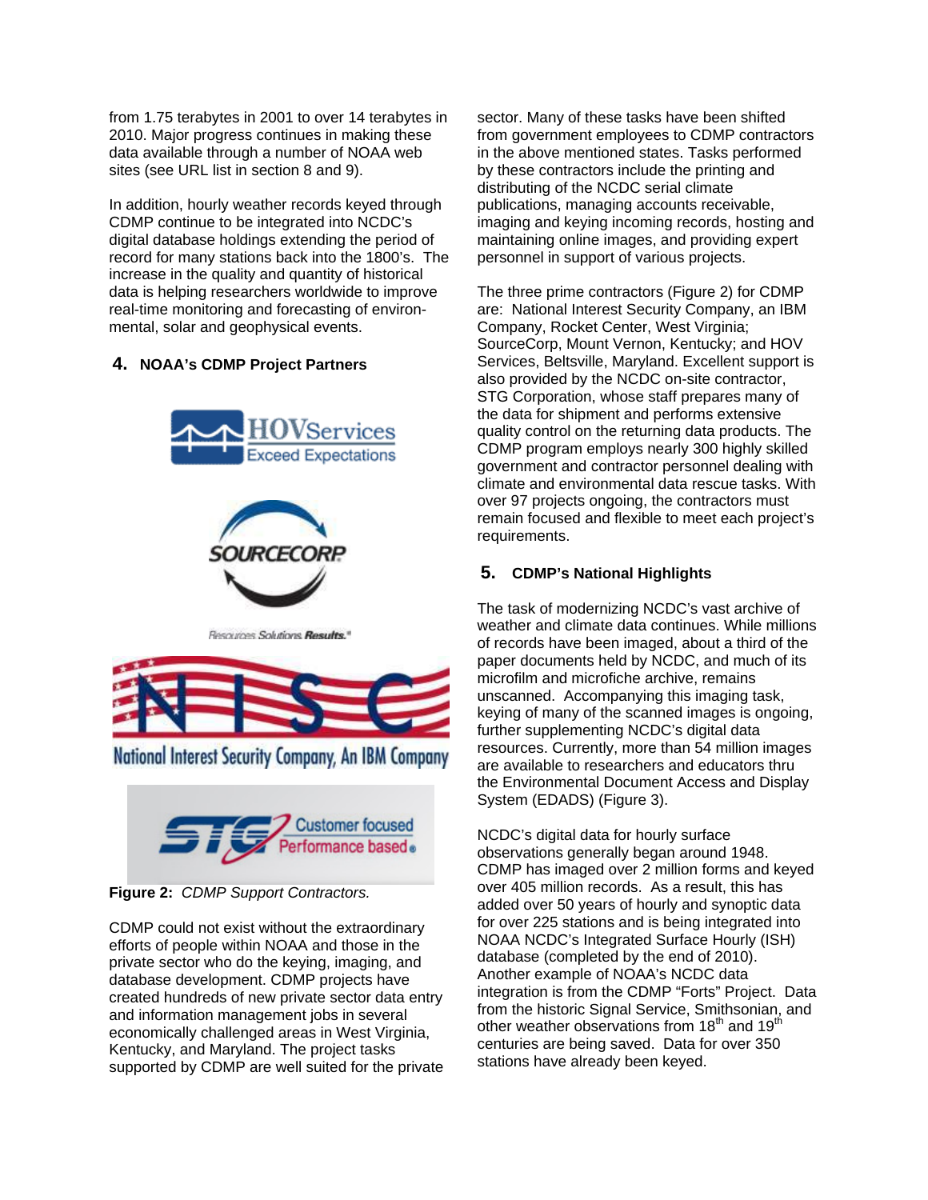from 1.75 terabytes in 2001 to over 14 terabytes in 2010. Major progress continues in making these data available through a number of NOAA web sites (see URL list in section 8 and 9).

In addition, hourly weather records keyed through CDMP continue to be integrated into NCDC's digital database holdings extending the period of record for many stations back into the 1800's. The increase in the quality and quantity of historical data is helping researchers worldwide to improve real-time monitoring and forecasting of environmental, solar and geophysical events.

## 4. NOAA's CDMP Project Partners

**Figure 2:** *CDMP Support Contractors.*

CDMP could not exist without the extraordinary efforts of people within NOAA and those in the private sector who do the keying, imaging, and database development. CDMP projects have created hundreds of new private sector data entry and information management jobs in several economically challenged areas in West Virginia, Kentucky, and Maryland. The project tasks supported by CDMP are well suited for the private sector. Many of these tasks have been shifted from government employees to CDMP contractors in the above mentioned states. Tasks performed by these contractors include the printing and distributing of the NCDC serial climate publications, managing accounts receivable, imaging and keying incoming records, hosting and maintaining online images, and providing expert personnel in support of various projects.

The three prime contractors (Figure 2) for CDMP are: National Interest Security Company, an IBM Company, Rocket Center, West Virginia; SourceCorp, Mount Vernon, Kentucky; and HOV Services, Beltsville, Maryland. Excellent support is also provided by the NCDC on-site contractor, STG Corporation, whose staff prepares many of the data for shipment and performs extensive quality control on the returning data products. The CDMP program employs nearly 300 highly skilled government and contractor personnel dealing with climate and environmental data rescue tasks. With over 97 projects ongoing, the contractors must remain focused and flexible to meet each project's requirements.

## 5. CDMP's National Highlights

The task of modernizing NCDC's vast archive of weather and climate data continues. While millions of records have been imaged, about a third of the paper documents held by NCDC, and much of its microfilm and microfiche archive, remains unscanned. Accompanying this imaging task, keying of many of the scanned images is ongoing, further supplementing NCDC's digital data resources. Currently, more than 54 million images are available to researchers and educators thru the Environmental Document Access and Display System (EDADS) (Figure 3).

NCDC's digital data for hourly surface observations generally began around 1948. CDMP has imaged over 2 million forms and keyed over 405 million records. As a result, this has added over 50 years of hourly and synoptic data for over 225 stations and is being integrated into NOAA NCDC's Integrated Surface Hourly (ISH) database (completed by the end of 2010). Another example of NOAA's NCDC data integration is from the CDMP "Forts" Project. Data from the historic Signal Service, Smithsonian, and other weather observations from 18th and 19th centuries are being saved. Data for over 350 stations have already been keyed.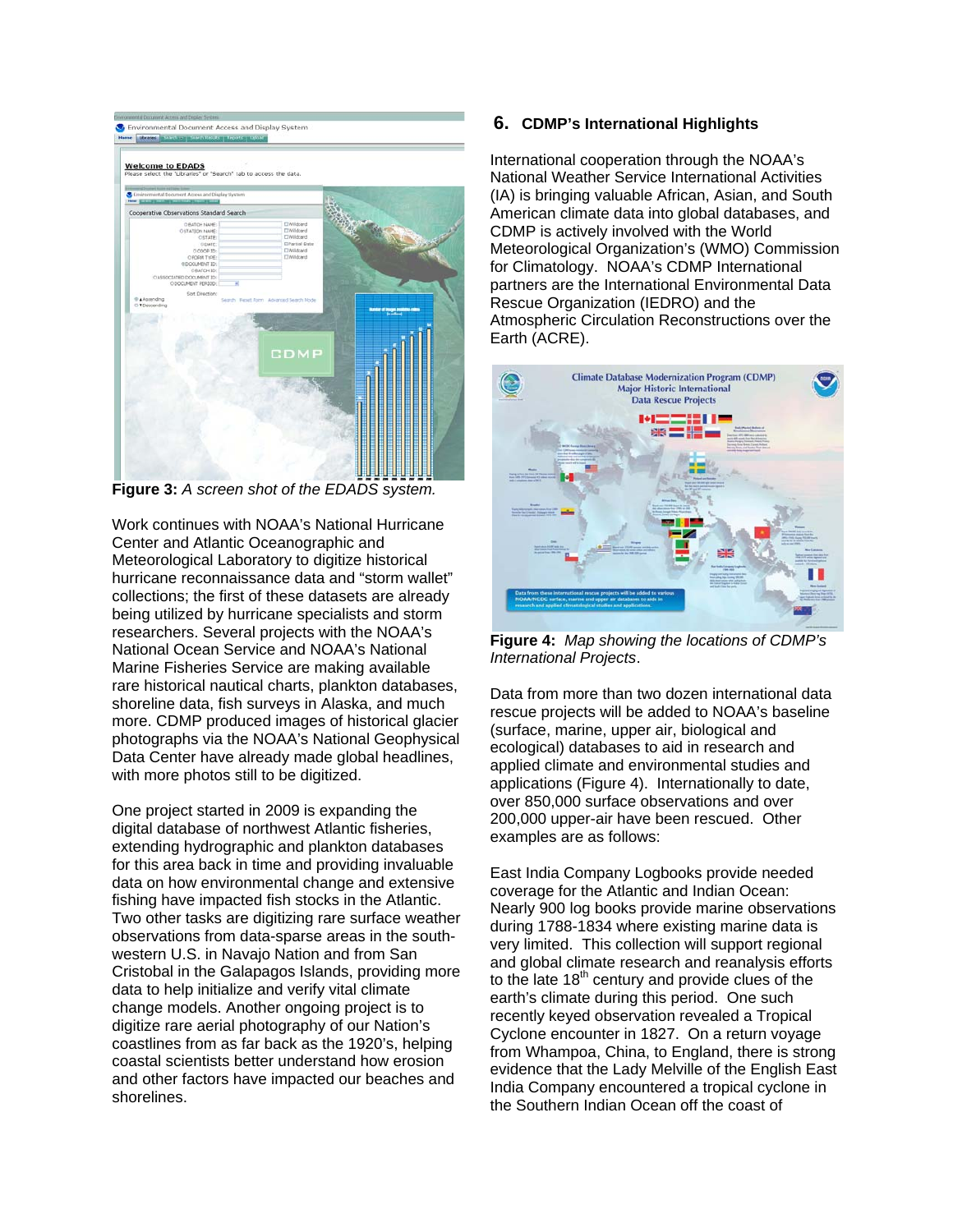Figure 3: *A screen shot of the EDADS system.*

Work continues with NOAA's National Hurricane Center and Atlantic Oceanographic and Meteorological Laboratory to digitize historical hurricane reconnaissance data and "storm wallet" collections; the first of these datasets are already being utilized by hurricane specialists and storm researchers. Several projects with the NOAA's National Ocean Service and NOAA's National Marine Fisheries Service are making available rare historical nautical charts, plankton databases, shoreline data, fish surveys in Alaska, and much more. CDMP produced images of historical glacier photographs via the NOAA's National Geophysical Data Center have already made global headlines, with more photos still to be digitized.

One project started in 2009 is expanding the digital database of northwest Atlantic fisheries, extending hydrographic and plankton databases for this area back in time and providing invaluable data on how environmental change and extensive fishing have impacted fish stocks in the Atlantic. Two other tasks are digitizing rare surface weather observations from data-sparse areas in the south-western U.S. in Navajo Nation and from San Cristobal in the Galapagos Islands, providing more data to help initialize and verify vital climate change models. Another ongoing project is to digitize rare aerial photography of our Nation's coastlines from as far back as the 1920's, helping coastal scientists better understand how erosion and other factors have impacted our beaches and shorelines.

## 6. CDMP's International Highlights

International cooperation through the NOAA's National Weather Service International Activities (IA) is bringing valuable African, Asian, and South American climate data into global databases, and CDMP is actively involved with the World Meteorological Organization's (WMO) Commission for Climatology. NOAA's CDMP International partners are the International Environmental Data Rescue Organization (IEDRO) and the Atmospheric Circulation Reconstructions over the Earth (ACRE).

**Figure 4:** *Map showing the locations of CDMP's International Projects*.

Data from more than two dozen international data rescue projects will be added to NOAA's baseline (surface, marine, upper air, biological and ecological) databases to aid in research and applied climate and environmental studies and applications (Figure 4). Internationally to date, over 850,000 surface observations and over 200,000 upper-air have been rescued. Other examples are as follows:

East India Company Logbooks provide needed coverage for the Atlantic and Indian Ocean: Nearly 900 log books provide marine observations during 1788-1834 where existing marine data is very limited. This collection will support regional and global climate research and reanalysis efforts to the late 18th century and provide clues of the earth's climate during this period. One such recently keyed observation revealed a Tropical Cyclone encounter in 1827. On a return voyage from Whampoa, China, to England, there is strong evidence that the Lady Melville of the English East India Company encountered a tropical cyclone in the Southern Indian Ocean off the coast of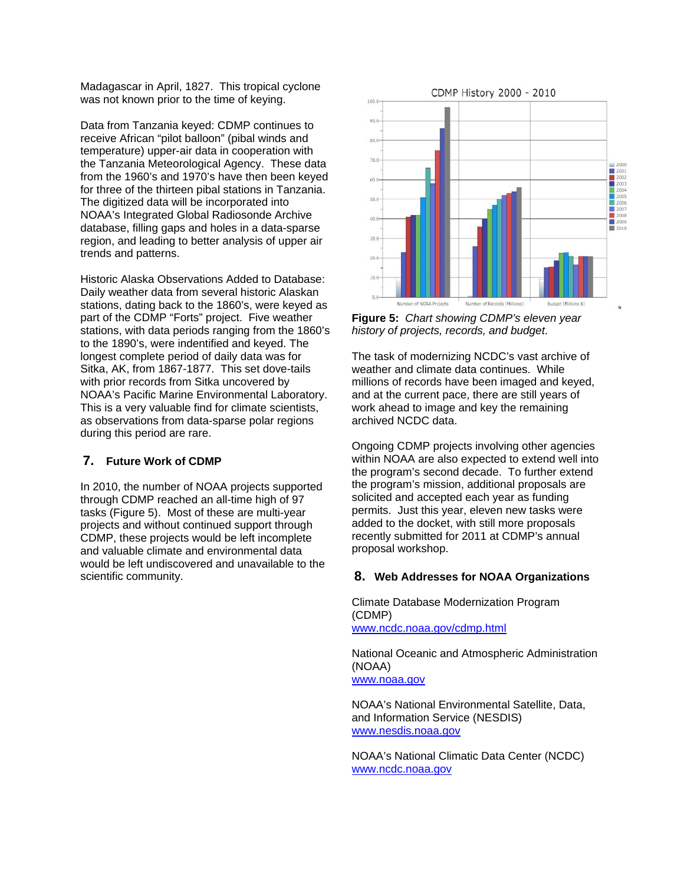Madagascar in April, 1827. This tropical cyclone was not known prior to the time of keying.

Data from Tanzania keyed: CDMP continues to receive African "pilot balloon" (pibal winds and temperature) upper-air data in cooperation with the Tanzania Meteorological Agency. These data from the 1960's and 1970's have then been keyed for three of the thirteen pibal stations in Tanzania. The digitized data will be incorporated into NOAA's Integrated Global Radiosonde Archive database, filling gaps and holes in a data-sparse region, and leading to better analysis of upper air trends and patterns.

Historic Alaska Observations Added to Database: Daily weather data from several historic Alaskan stations, dating back to the 1860's, were keyed as part of the CDMP "Forts" project. Five weather stations, with data periods ranging from the 1860's to the 1890's, were indentified and keyed. The longest complete period of daily data was for Sitka, AK, from 1867-1877. This set dove-tails with prior records from Sitka uncovered by NOAA's Pacific Marine Environmental Laboratory. This is a very valuable find for climate scientists, as observations from data-sparse polar regions during this period are rare.

## 7. Future Work of CDMP

In 2010, the number of NOAA projects supported through CDMP reached an all-time high of 97 tasks (Figure 5). Most of these are multi-year projects and without continued support through CDMP, these projects would be left incomplete and valuable climate and environmental data would be left undiscovered and unavailable to the scientific community.

**Figure 5:** *Chart showing CDMP's eleven year history of projects, records, and budget.*

The task of modernizing NCDC's vast archive of weather and climate data continues. While millions of records have been imaged and keyed, and at the current pace, there are still years of work ahead to image and key the remaining archived NCDC data.

Ongoing CDMP projects involving other agencies within NOAA are also expected to extend well into the program's second decade. To further extend the program's mission, additional proposals are solicited and accepted each year as funding permits. Just this year, eleven new tasks were added to the docket, with still more proposals recently submitted for 2011 at CDMP's annual proposal workshop.

## 8. Web Addresses for NOAA Organizations

Climate Database Modernization Program (CDMP)
[www.ncdc.noaa.gov/cdmp.html](www.ncdc.noaa.gov/cdmp.html)

National Oceanic and Atmospheric Administration (NOAA)
[www.noaa.gov](www.noaa.gov)

NOAA's National Environmental Satellite, Data, and Information Service (NESDIS)
[www.nesdis.noaa.gov](www.nesdis.noaa.gov)

NOAA's National Climatic Data Center (NCDC)
[www.ncdc.noaa.gov](www.ncdc.noaa.gov)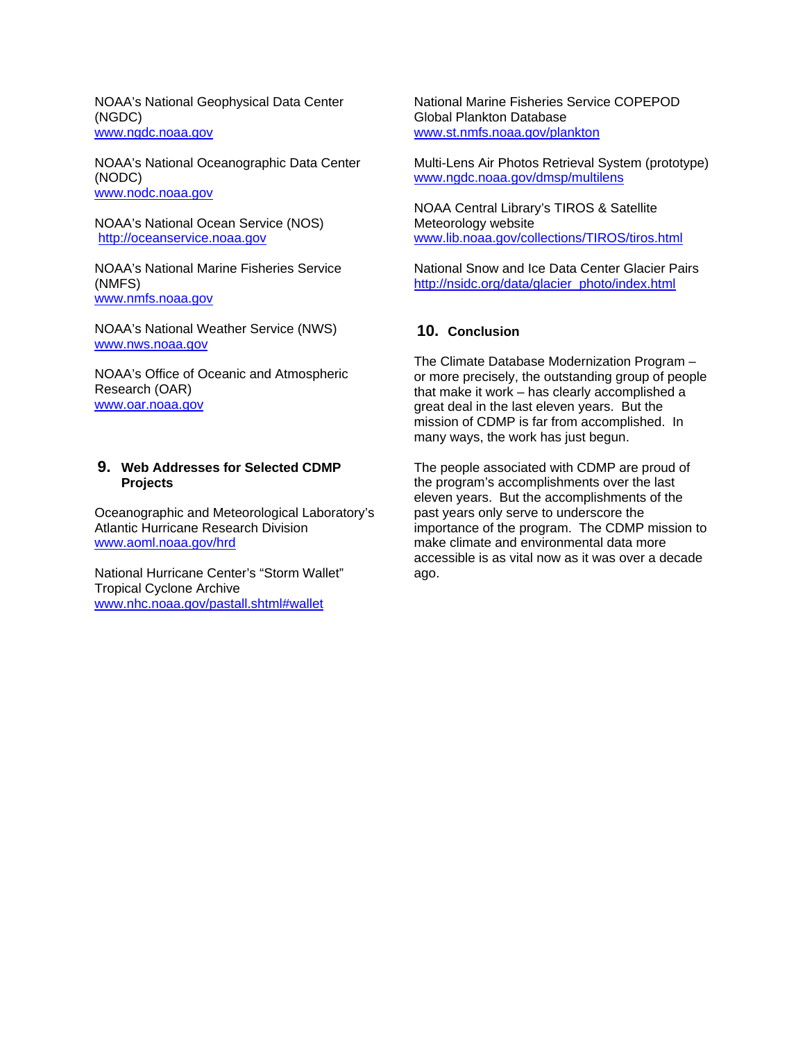NOAA's National Geophysical Data Center (NGDC)
www.ngdc.noaa.gov

NOAA's National Oceanographic Data Center (NODC)
www.nodc.noaa.gov

NOAA's National Ocean Service (NOS)
http://oceanservice.noaa.gov

NOAA's National Marine Fisheries Service (NMFS)
www.nmfs.noaa.gov

NOAA's National Weather Service (NWS)
www.nws.noaa.gov

NOAA's Office of Oceanic and Atmospheric Research (OAR)
www.oar.noaa.gov

## 9. Web Addresses for Selected CDMP Projects

Oceanographic and Meteorological Laboratory's Atlantic Hurricane Research Division
www.aoml.noaa.gov/hrd

National Hurricane Center's "Storm Wallet" Tropical Cyclone Archive
www.nhc.noaa.gov/pastall.shtml#wallet

National Marine Fisheries Service COPEPOD Global Plankton Database
www.st.nmfs.noaa.gov/plankton

Multi-Lens Air Photos Retrieval System (prototype)
www.ngdc.noaa.gov/dmsp/multilens

NOAA Central Library's TIROS & Satellite Meteorology website
www.lib.noaa.gov/collections/TIROS/tiros.html

National Snow and Ice Data Center Glacier Pairs
http://nsidc.org/data/glacier_photo/index.html

## 10. Conclusion

The Climate Database Modernization Program – or more precisely, the outstanding group of people that make it work – has clearly accomplished a great deal in the last eleven years. But the mission of CDMP is far from accomplished. In many ways, the work has just begun.

The people associated with CDMP are proud of the program's accomplishments over the last eleven years. But the accomplishments of the past years only serve to underscore the importance of the program. The CDMP mission to make climate and environmental data more accessible is as vital now as it was over a decade ago.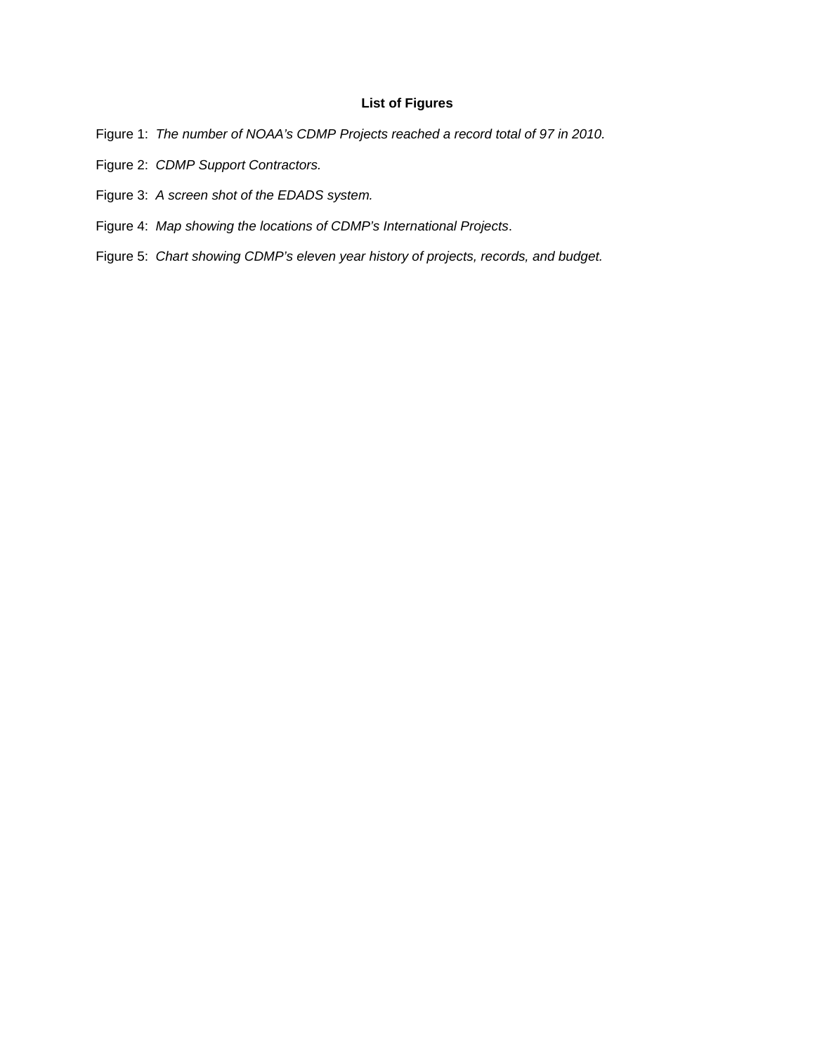## List of Figures

Figure 1: *The number of NOAA's CDMP Projects reached a record total of 97 in 2010.*

Figure 2: *CDMP Support Contractors.*

Figure 3: *A screen shot of the EDADS system.*

Figure 4: *Map showing the locations of CDMP's International Projects*.

Figure 5: *Chart showing CDMP's eleven year history of projects, records, and budget.*